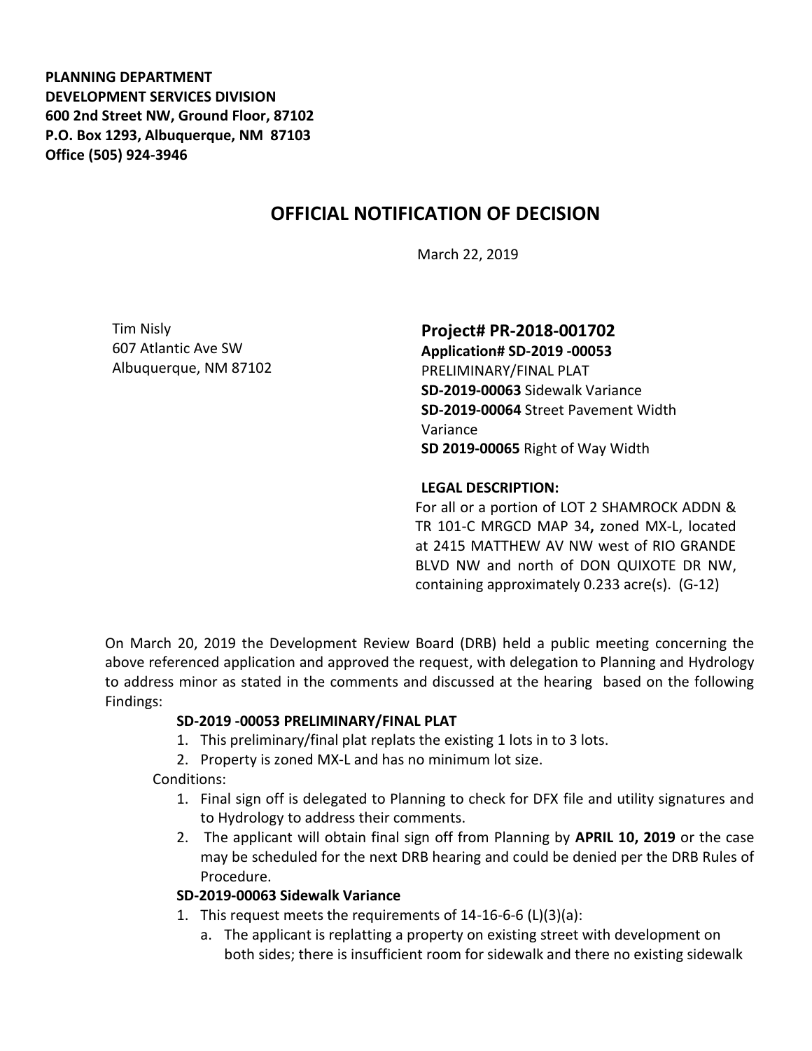**PLANNING DEPARTMENT**
**DEVELOPMENT SERVICES DIVISION**
**600 2nd Street NW, Ground Floor, 87102**
**P.O. Box 1293, Albuquerque, NM 87103**
**Office (505) 924-3946**

# OFFICIAL NOTIFICATION OF DECISION

March 22, 2019

Tim Nisly
607 Atlantic Ave SW
Albuquerque, NM 87102

## Project# PR-2018-001702

**Application# SD-2019 -00053**
PRELIMINARY/FINAL PLAT
**SD-2019-00063** Sidewalk Variance
**SD-2019-00064** Street Pavement Width Variance
**SD 2019-00065** Right of Way Width

**LEGAL DESCRIPTION:**
For all or a portion of LOT 2 SHAMROCK ADDN & TR 101-C MRGCD MAP 34**,** zoned MX-L, located at 2415 MATTHEW AV NW west of RIO GRANDE BLVD NW and north of DON QUIXOTE DR NW, containing approximately 0.233 acre(s). (G-12)

On March 20, 2019 the Development Review Board (DRB) held a public meeting concerning the above referenced application and approved the request, with delegation to Planning and Hydrology to address minor as stated in the comments and discussed at the hearing based on the following Findings:

**SD-2019 -00053 PRELIMINARY/FINAL PLAT**

1. This preliminary/final plat replats the existing 1 lots in to 3 lots.
2. Property is zoned MX-L and has no minimum lot size.

Conditions:

1. Final sign off is delegated to Planning to check for DFX file and utility signatures and to Hydrology to address their comments.
2. The applicant will obtain final sign off from Planning by **APRIL 10, 2019** or the case may be scheduled for the next DRB hearing and could be denied per the DRB Rules of Procedure.

**SD-2019-00063 Sidewalk Variance**

1. This request meets the requirements of 14-16-6-6 (L)(3)(a):
   a. The applicant is replatting a property on existing street with development on both sides; there is insufficient room for sidewalk and there no existing sidewalk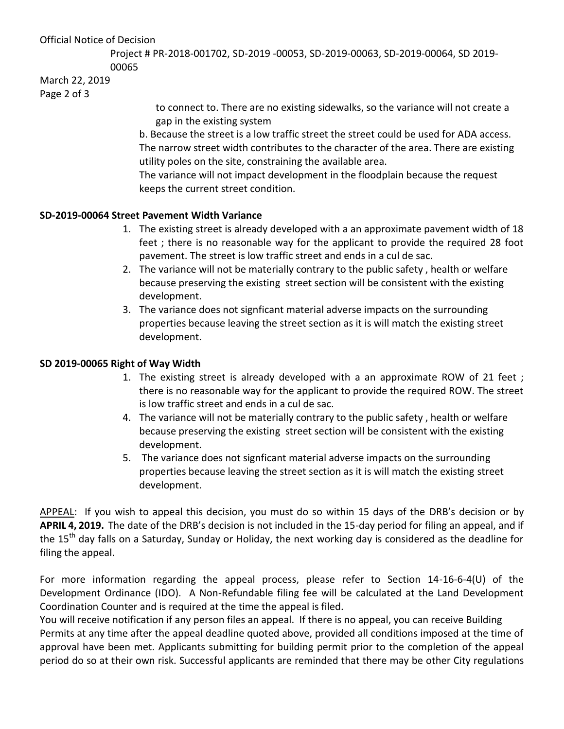to connect to. There are no existing sidewalks, so the variance will not create a gap in the existing system

b. Because the street is a low traffic street the street could be used for ADA access. The narrow street width contributes to the character of the area. There are existing utility poles on the site, constraining the available area.

The variance will not impact development in the floodplain because the request keeps the current street condition.

**SD-2019-00064 Street Pavement Width Variance**

1. The existing street is already developed with a an approximate pavement width of 18 feet ; there is no reasonable way for the applicant to provide the required 28 foot pavement. The street is low traffic street and ends in a cul de sac.
2. The variance will not be materially contrary to the public safety , health or welfare because preserving the existing street section will be consistent with the existing development.
3. The variance does not signficant material adverse impacts on the surrounding properties because leaving the street section as it is will match the existing street development.

**SD 2019-00065 Right of Way Width**

1. The existing street is already developed with a an approximate ROW of 21 feet ; there is no reasonable way for the applicant to provide the required ROW. The street is low traffic street and ends in a cul de sac.
4. The variance will not be materially contrary to the public safety , health or welfare because preserving the existing street section will be consistent with the existing development.
5. The variance does not signficant material adverse impacts on the surrounding properties because leaving the street section as it is will match the existing street development.

APPEAL: If you wish to appeal this decision, you must do so within 15 days of the DRB's decision or by **APRIL 4, 2019.** The date of the DRB's decision is not included in the 15-day period for filing an appeal, and if the 15th day falls on a Saturday, Sunday or Holiday, the next working day is considered as the deadline for filing the appeal.

For more information regarding the appeal process, please refer to Section 14-16-6-4(U) of the Development Ordinance (IDO). A Non-Refundable filing fee will be calculated at the Land Development Coordination Counter and is required at the time the appeal is filed.

You will receive notification if any person files an appeal. If there is no appeal, you can receive Building Permits at any time after the appeal deadline quoted above, provided all conditions imposed at the time of approval have been met. Applicants submitting for building permit prior to the completion of the appeal period do so at their own risk. Successful applicants are reminded that there may be other City regulations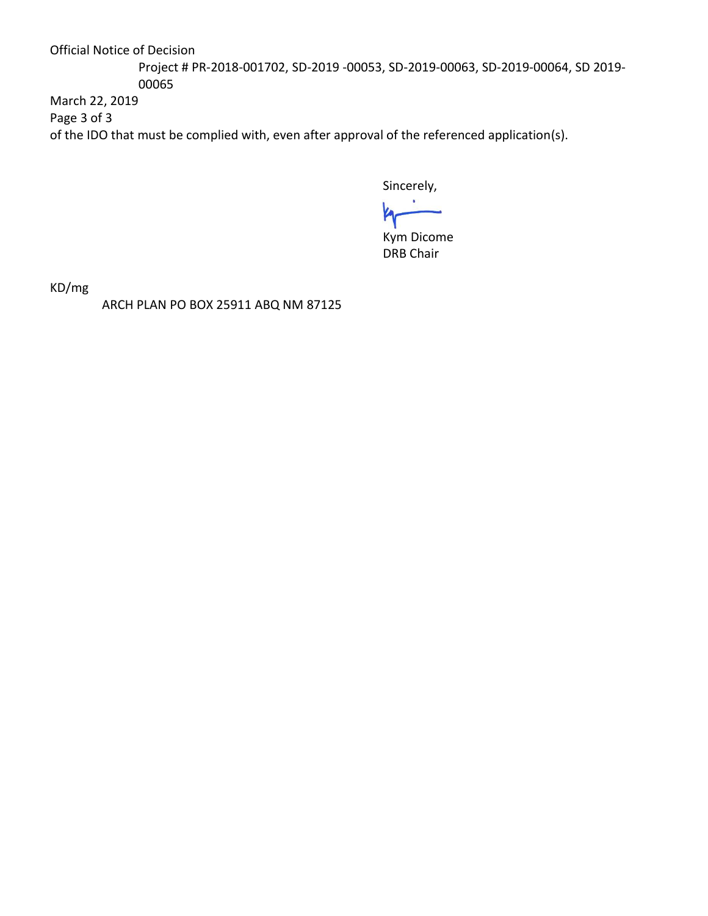of the IDO that must be complied with, even after approval of the referenced application(s).

Sincerely,

Kym Dicome
DRB Chair

KD/mg

ARCH PLAN PO BOX 25911 ABQ NM 87125